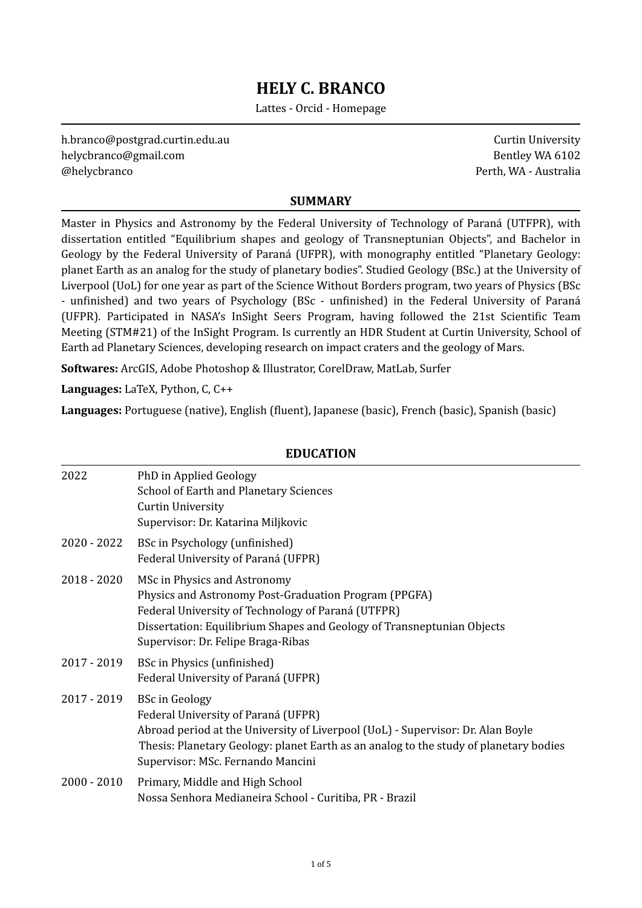# HELY C. BRANCO

Lattes - Orcid - Homepage

---

h.branco@postgrad.curtin.edu.au
helycbranco@gmail.com
@helycbranco

Curtin University
Bentley WA 6102
Perth, WA - Australia

## SUMMARY

Master in Physics and Astronomy by the Federal University of Technology of Paraná (UTFPR), with dissertation entitled "Equilibrium shapes and geology of Transneptunian Objects", and Bachelor in Geology by the Federal University of Paraná (UFPR), with monography entitled "Planetary Geology: planet Earth as an analog for the study of planetary bodies". Studied Geology (BSc.) at the University of Liverpool (UoL) for one year as part of the Science Without Borders program, two years of Physics (BSc - unfinished) and two years of Psychology (BSc - unfinished) in the Federal University of Paraná (UFPR). Participated in NASA's InSight Seers Program, having followed the 21st Scientific Team Meeting (STM#21) of the InSight Program. Is currently an HDR Student at Curtin University, School of Earth ad Planetary Sciences, developing research on impact craters and the geology of Mars.

**Softwares:** ArcGIS, Adobe Photoshop & Illustrator, CorelDraw, MatLab, Surfer

**Languages:** LaTeX, Python, C, C++

**Languages:** Portuguese (native), English (fluent), Japanese (basic), French (basic), Spanish (basic)

## EDUCATION

**2022**
PhD in Applied Geology
School of Earth and Planetary Sciences
Curtin University
Supervisor: Dr. Katarina Miljkovic

**2020 - 2022**
BSc in Psychology (unfinished)
Federal University of Paraná (UFPR)

**2018 - 2020**
MSc in Physics and Astronomy
Physics and Astronomy Post-Graduation Program (PPGFA)
Federal University of Technology of Paraná (UTFPR)
Dissertation: Equilibrium Shapes and Geology of Transneptunian Objects
Supervisor: Dr. Felipe Braga-Ribas

**2017 - 2019**
BSc in Physics (unfinished)
Federal University of Paraná (UFPR)

**2017 - 2019**
BSc in Geology
Federal University of Paraná (UFPR)
Abroad period at the University of Liverpool (UoL) - Supervisor: Dr. Alan Boyle
Thesis: Planetary Geology: planet Earth as an analog to the study of planetary bodies
Supervisor: MSc. Fernando Mancini

**2000 - 2010**
Primary, Middle and High School
Nossa Senhora Medianeira School - Curitiba, PR - Brazil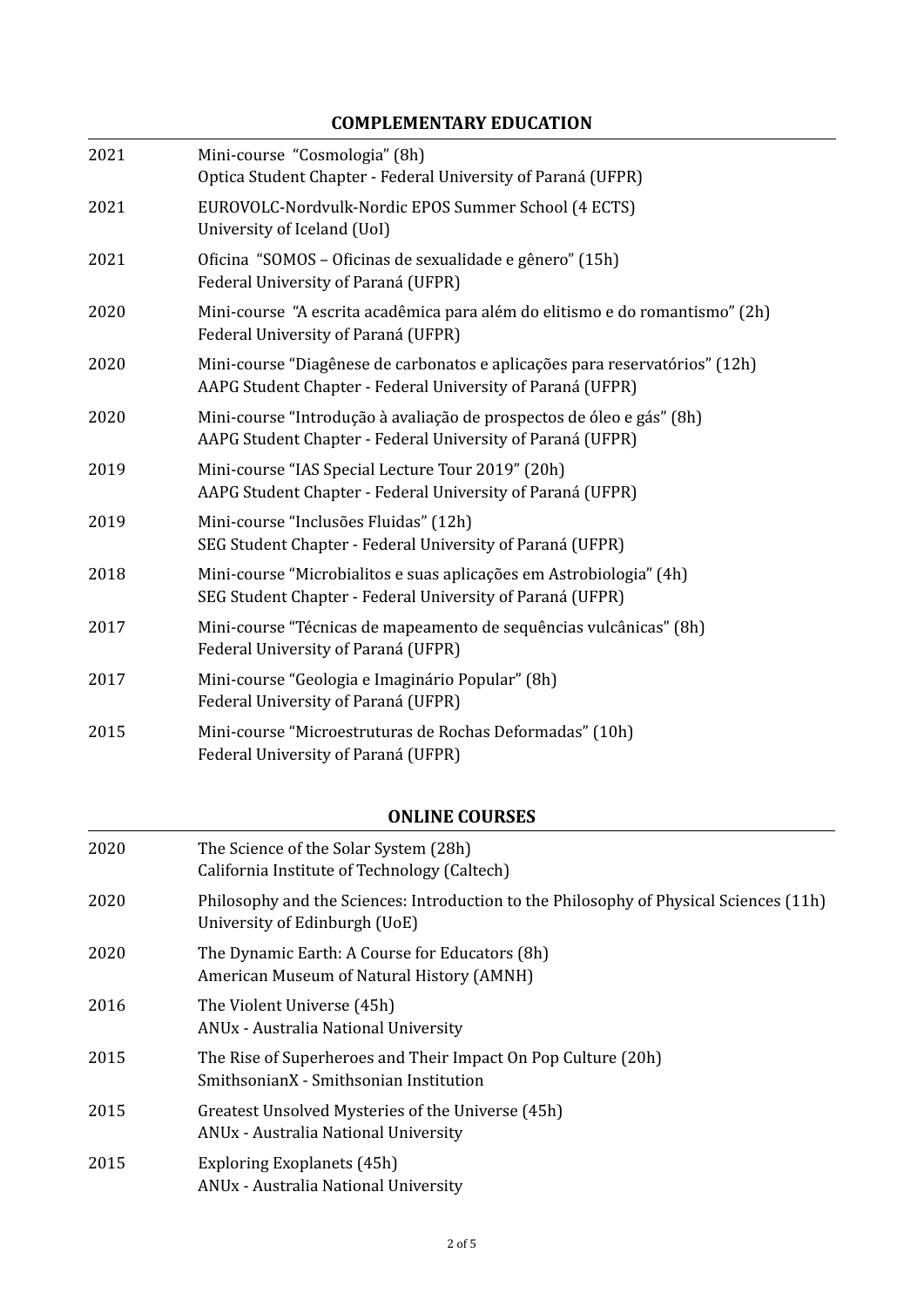## COMPLEMENTARY EDUCATION

| | |
|---|---|
| 2021 | Mini-course "Cosmologia" (8h)<br>Optica Student Chapter - Federal University of Paraná (UFPR) |
| 2021 | EUROVOLC-Nordvulk-Nordic EPOS Summer School (4 ECTS)<br>University of Iceland (UoI) |
| 2021 | Oficina "SOMOS – Oficinas de sexualidade e gênero" (15h)<br>Federal University of Paraná (UFPR) |
| 2020 | Mini-course "A escrita acadêmica para além do elitismo e do romantismo" (2h)<br>Federal University of Paraná (UFPR) |
| 2020 | Mini-course "Diagênese de carbonatos e aplicações para reservatórios" (12h)<br>AAPG Student Chapter - Federal University of Paraná (UFPR) |
| 2020 | Mini-course "Introdução à avaliação de prospectos de óleo e gás" (8h)<br>AAPG Student Chapter - Federal University of Paraná (UFPR) |
| 2019 | Mini-course "IAS Special Lecture Tour 2019" (20h)<br>AAPG Student Chapter - Federal University of Paraná (UFPR) |
| 2019 | Mini-course "Inclusões Fluidas" (12h)<br>SEG Student Chapter - Federal University of Paraná (UFPR) |
| 2018 | Mini-course "Microbialitos e suas aplicações em Astrobiologia" (4h)<br>SEG Student Chapter - Federal University of Paraná (UFPR) |
| 2017 | Mini-course "Técnicas de mapeamento de sequências vulcânicas" (8h)<br>Federal University of Paraná (UFPR) |
| 2017 | Mini-course "Geologia e Imaginário Popular" (8h)<br>Federal University of Paraná (UFPR) |
| 2015 | Mini-course "Microestruturas de Rochas Deformadas" (10h)<br>Federal University of Paraná (UFPR) |

## ONLINE COURSES

| | |
|---|---|
| 2020 | The Science of the Solar System (28h)<br>California Institute of Technology (Caltech) |
| 2020 | Philosophy and the Sciences: Introduction to the Philosophy of Physical Sciences (11h)<br>University of Edinburgh (UoE) |
| 2020 | The Dynamic Earth: A Course for Educators (8h)<br>American Museum of Natural History (AMNH) |
| 2016 | The Violent Universe (45h)<br>ANUx - Australia National University |
| 2015 | The Rise of Superheroes and Their Impact On Pop Culture (20h)<br>SmithsonianX - Smithsonian Institution |
| 2015 | Greatest Unsolved Mysteries of the Universe (45h)<br>ANUx - Australia National University |
| 2015 | Exploring Exoplanets (45h)<br>ANUx - Australia National University |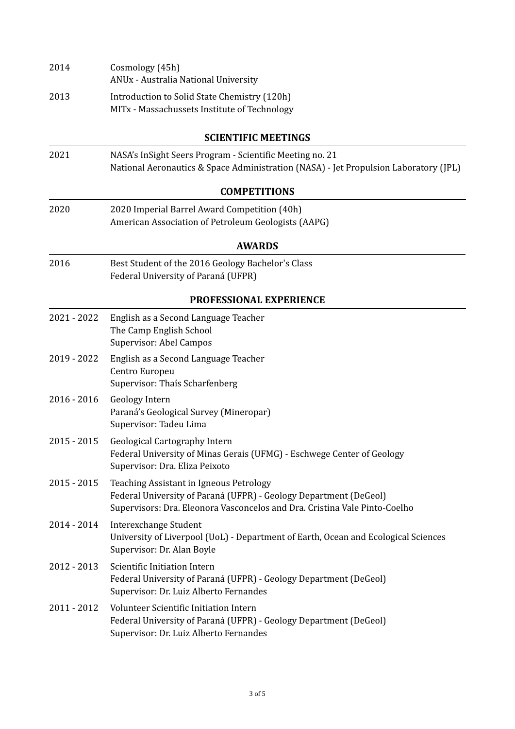2014 Cosmology (45h)
ANUx - Australia National University

2013 Introduction to Solid State Chemistry (120h)
MITx - Massachussets Institute of Technology

## SCIENTIFIC MEETINGS

2021 NASA's InSight Seers Program - Scientific Meeting no. 21
National Aeronautics & Space Administration (NASA) - Jet Propulsion Laboratory (JPL)

## COMPETITIONS

2020 2020 Imperial Barrel Award Competition (40h)
American Association of Petroleum Geologists (AAPG)

## AWARDS

2016 Best Student of the 2016 Geology Bachelor's Class
Federal University of Paraná (UFPR)

## PROFESSIONAL EXPERIENCE

2021 - 2022 English as a Second Language Teacher
The Camp English School
Supervisor: Abel Campos

2019 - 2022 English as a Second Language Teacher
Centro Europeu
Supervisor: Thaís Scharfenberg

2016 - 2016 Geology Intern
Paraná's Geological Survey (Mineropar)
Supervisor: Tadeu Lima

2015 - 2015 Geological Cartography Intern
Federal University of Minas Gerais (UFMG) - Eschwege Center of Geology
Supervisor: Dra. Eliza Peixoto

2015 - 2015 Teaching Assistant in Igneous Petrology
Federal University of Paraná (UFPR) - Geology Department (DeGeol)
Supervisors: Dra. Eleonora Vasconcelos and Dra. Cristina Vale Pinto-Coelho

2014 - 2014 Interexchange Student
University of Liverpool (UoL) - Department of Earth, Ocean and Ecological Sciences
Supervisor: Dr. Alan Boyle

2012 - 2013 Scientific Initiation Intern
Federal University of Paraná (UFPR) - Geology Department (DeGeol)
Supervisor: Dr. Luiz Alberto Fernandes

2011 - 2012 Volunteer Scientific Initiation Intern
Federal University of Paraná (UFPR) - Geology Department (DeGeol)
Supervisor: Dr. Luiz Alberto Fernandes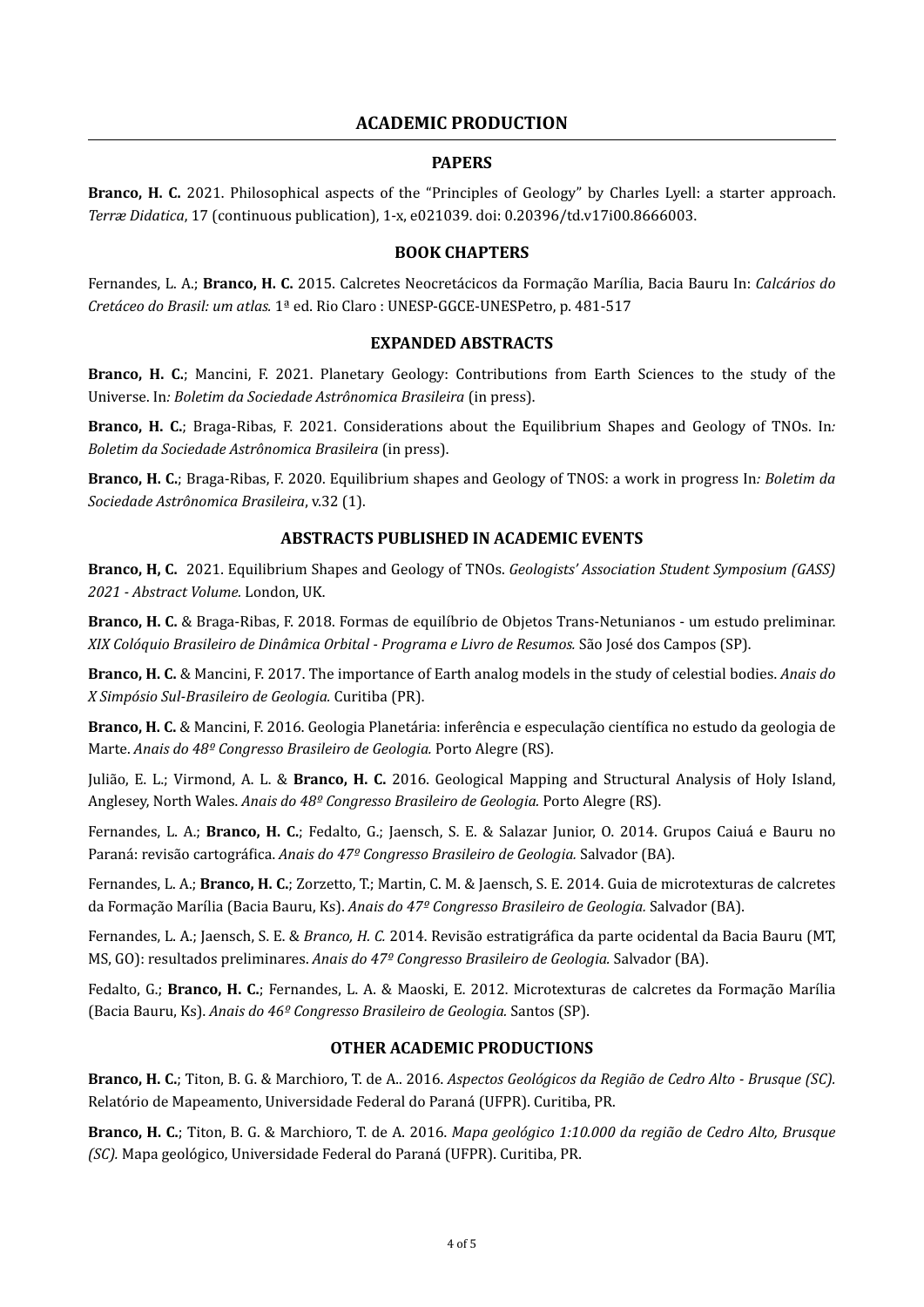## ACADEMIC PRODUCTION

### PAPERS

**Branco, H. C.** 2021. Philosophical aspects of the "Principles of Geology" by Charles Lyell: a starter approach. *Terræ Didatica*, 17 (continuous publication), 1-x, e021039. doi: 0.20396/td.v17i00.8666003.

### BOOK CHAPTERS

Fernandes, L. A.; **Branco, H. C.** 2015. Calcretes Neocretácicos da Formação Marília, Bacia Bauru In: *Calcários do Cretáceo do Brasil: um atlas.* 1ª ed. Rio Claro : UNESP-GGCE-UNESPetro, p. 481-517

### EXPANDED ABSTRACTS

**Branco, H. C.**; Mancini, F. 2021. Planetary Geology: Contributions from Earth Sciences to the study of the Universe. In*: Boletim da Sociedade Astrônomica Brasileira* (in press).

**Branco, H. C.**; Braga-Ribas, F. 2021. Considerations about the Equilibrium Shapes and Geology of TNOs. In*: Boletim da Sociedade Astrônomica Brasileira* (in press).

**Branco, H. C.**; Braga-Ribas, F. 2020. Equilibrium shapes and Geology of TNOS: a work in progress In*: Boletim da Sociedade Astrônomica Brasileira*, v.32 (1).

### ABSTRACTS PUBLISHED IN ACADEMIC EVENTS

**Branco, H, C.** 2021. Equilibrium Shapes and Geology of TNOs. *Geologists' Association Student Symposium (GASS) 2021 - Abstract Volume.* London, UK.

**Branco, H. C.** & Braga-Ribas, F. 2018. Formas de equilíbrio de Objetos Trans-Netunianos - um estudo preliminar. *XIX Colóquio Brasileiro de Dinâmica Orbital - Programa e Livro de Resumos.* São José dos Campos (SP).

**Branco, H. C.** & Mancini, F. 2017. The importance of Earth analog models in the study of celestial bodies. *Anais do X Simpósio Sul-Brasileiro de Geologia*. Curitiba (PR).

**Branco, H. C.** & Mancini, F. 2016. Geologia Planetária: inferência e especulação científica no estudo da geologia de Marte. *Anais do 48º Congresso Brasileiro de Geologia.* Porto Alegre (RS).

Julião, E. L.; Virmond, A. L. & **Branco, H. C.** 2016. Geological Mapping and Structural Analysis of Holy Island, Anglesey, North Wales. *Anais do 48º Congresso Brasileiro de Geologia.* Porto Alegre (RS).

Fernandes, L. A.; **Branco, H. C.**; Fedalto, G.; Jaensch, S. E. & Salazar Junior, O. 2014. Grupos Caiuá e Bauru no Paraná: revisão cartográfica. *Anais do 47º Congresso Brasileiro de Geologia.* Salvador (BA).

Fernandes, L. A.; **Branco, H. C.**; Zorzetto, T.; Martin, C. M. & Jaensch, S. E. 2014. Guia de microtexturas de calcretes da Formação Marília (Bacia Bauru, Ks). *Anais do 47º Congresso Brasileiro de Geologia.* Salvador (BA).

Fernandes, L. A.; Jaensch, S. E. & *Branco, H. C.* 2014. Revisão estratigráfica da parte ocidental da Bacia Bauru (MT, MS, GO): resultados preliminares. *Anais do 47º Congresso Brasileiro de Geologia.* Salvador (BA).

Fedalto, G.; **Branco, H. C.**; Fernandes, L. A. & Maoski, E. 2012. Microtexturas de calcretes da Formação Marília (Bacia Bauru, Ks). *Anais do 46º Congresso Brasileiro de Geologia.* Santos (SP).

### OTHER ACADEMIC PRODUCTIONS

**Branco, H. C.**; Titon, B. G. & Marchioro, T. de A.. 2016. *Aspectos Geológicos da Região de Cedro Alto - Brusque (SC).* Relatório de Mapeamento, Universidade Federal do Paraná (UFPR). Curitiba, PR.

**Branco, H. C.**; Titon, B. G. & Marchioro, T. de A. 2016. *Mapa geológico 1:10.000 da região de Cedro Alto, Brusque (SC).* Mapa geológico, Universidade Federal do Paraná (UFPR). Curitiba, PR.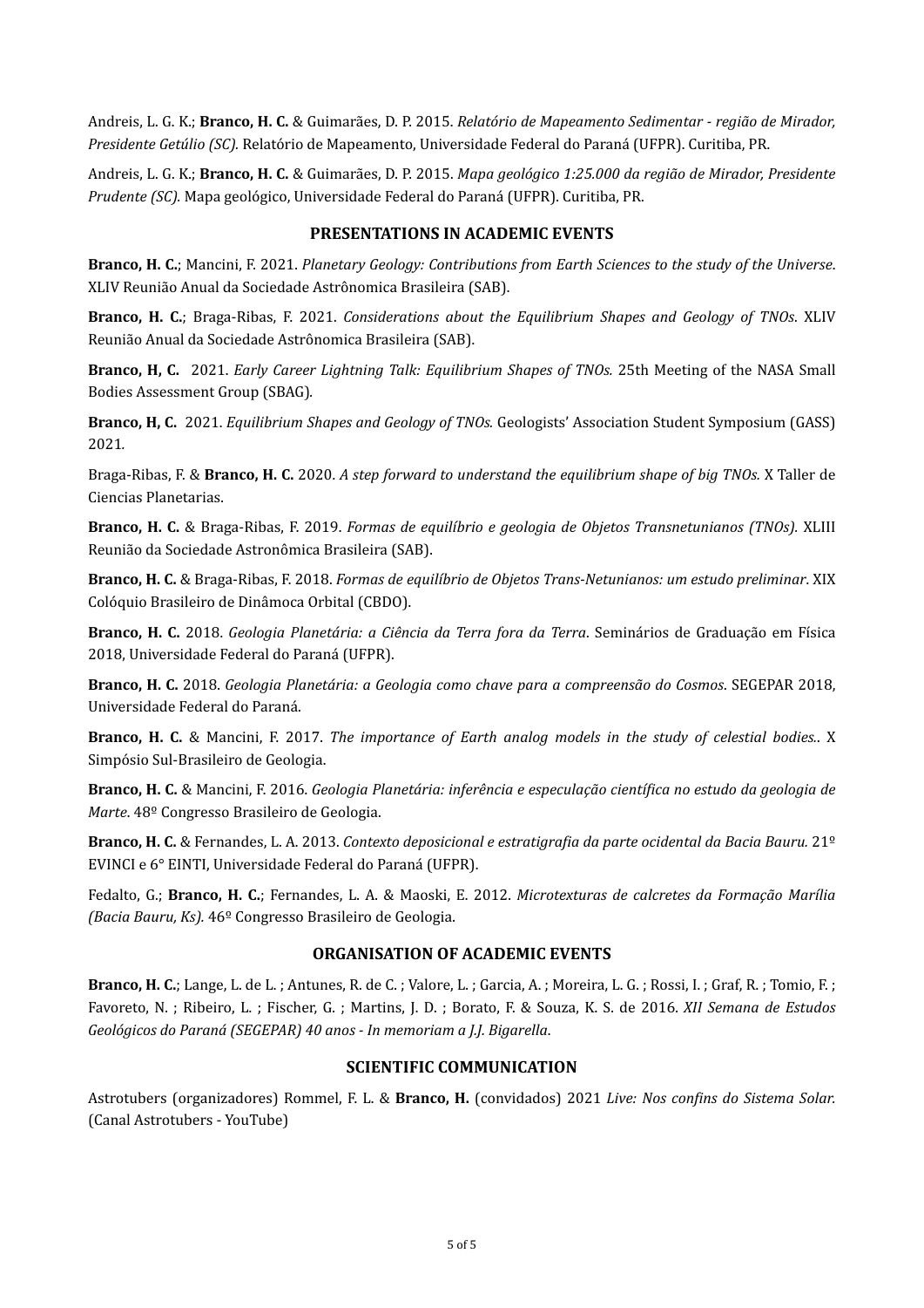Andreis, L. G. K.; **Branco, H. C.** & Guimarães, D. P. 2015. *Relatório de Mapeamento Sedimentar - região de Mirador, Presidente Getúlio (SC).* Relatório de Mapeamento, Universidade Federal do Paraná (UFPR). Curitiba, PR.

Andreis, L. G. K.; **Branco, H. C.** & Guimarães, D. P. 2015. *Mapa geológico 1:25.000 da região de Mirador, Presidente Prudente (SC).* Mapa geológico, Universidade Federal do Paraná (UFPR). Curitiba, PR.

## PRESENTATIONS IN ACADEMIC EVENTS

**Branco, H. C.**; Mancini, F. 2021. *Planetary Geology: Contributions from Earth Sciences to the study of the Universe*. XLIV Reunião Anual da Sociedade Astrônomica Brasileira (SAB).

**Branco, H. C.**; Braga-Ribas, F. 2021. *Considerations about the Equilibrium Shapes and Geology of TNOs*. XLIV Reunião Anual da Sociedade Astrônomica Brasileira (SAB).

**Branco, H, C.** 2021. *Early Career Lightning Talk: Equilibrium Shapes of TNOs.* 25th Meeting of the NASA Small Bodies Assessment Group (SBAG).

**Branco, H, C.** 2021. *Equilibrium Shapes and Geology of TNOs.* Geologists' Association Student Symposium (GASS) 2021.

Braga-Ribas, F. & **Branco, H. C.** 2020. *A step forward to understand the equilibrium shape of big TNOs.* X Taller de Ciencias Planetarias.

**Branco, H. C.** & Braga-Ribas, F. 2019. *Formas de equilíbrio e geologia de Objetos Transnetunianos (TNOs).* XLIII Reunião da Sociedade Astronômica Brasileira (SAB).

**Branco, H. C.** & Braga-Ribas, F. 2018. *Formas de equilíbrio de Objetos Trans-Netunianos: um estudo preliminar*. XIX Colóquio Brasileiro de Dinâmoca Orbital (CBDO).

**Branco, H. C.** 2018. *Geologia Planetária: a Ciência da Terra fora da Terra*. Seminários de Graduação em Física 2018, Universidade Federal do Paraná (UFPR).

**Branco, H. C.** 2018. *Geologia Planetária: a Geologia como chave para a compreensão do Cosmos*. SEGEPAR 2018, Universidade Federal do Paraná.

**Branco, H. C.** & Mancini, F. 2017. *The importance of Earth analog models in the study of celestial bodies.*. X Simpósio Sul-Brasileiro de Geologia.

**Branco, H. C.** & Mancini, F. 2016. *Geologia Planetária: inferência e especulação científica no estudo da geologia de Marte*. 48º Congresso Brasileiro de Geologia.

**Branco, H. C.** & Fernandes, L. A. 2013. *Contexto deposicional e estratigrafia da parte ocidental da Bacia Bauru.* 21º EVINCI e 6° EINTI, Universidade Federal do Paraná (UFPR).

Fedalto, G.; **Branco, H. C.**; Fernandes, L. A. & Maoski, E. 2012. *Microtexturas de calcretes da Formação Marília (Bacia Bauru, Ks).* 46º Congresso Brasileiro de Geologia.

## ORGANISATION OF ACADEMIC EVENTS

**Branco, H. C.**; Lange, L. de L. ; Antunes, R. de C. ; Valore, L. ; Garcia, A. ; Moreira, L. G. ; Rossi, I. ; Graf, R. ; Tomio, F. ; Favoreto, N. ; Ribeiro, L. ; Fischer, G. ; Martins, J. D. ; Borato, F. & Souza, K. S. de 2016. *XII Semana de Estudos Geológicos do Paraná (SEGEPAR) 40 anos - In memoriam a J.J. Bigarella*.

## SCIENTIFIC COMMUNICATION

Astrotubers (organizadores) Rommel, F. L. & **Branco, H.** (convidados) 2021 *Live: Nos confins do Sistema Solar.* (Canal Astrotubers - YouTube)